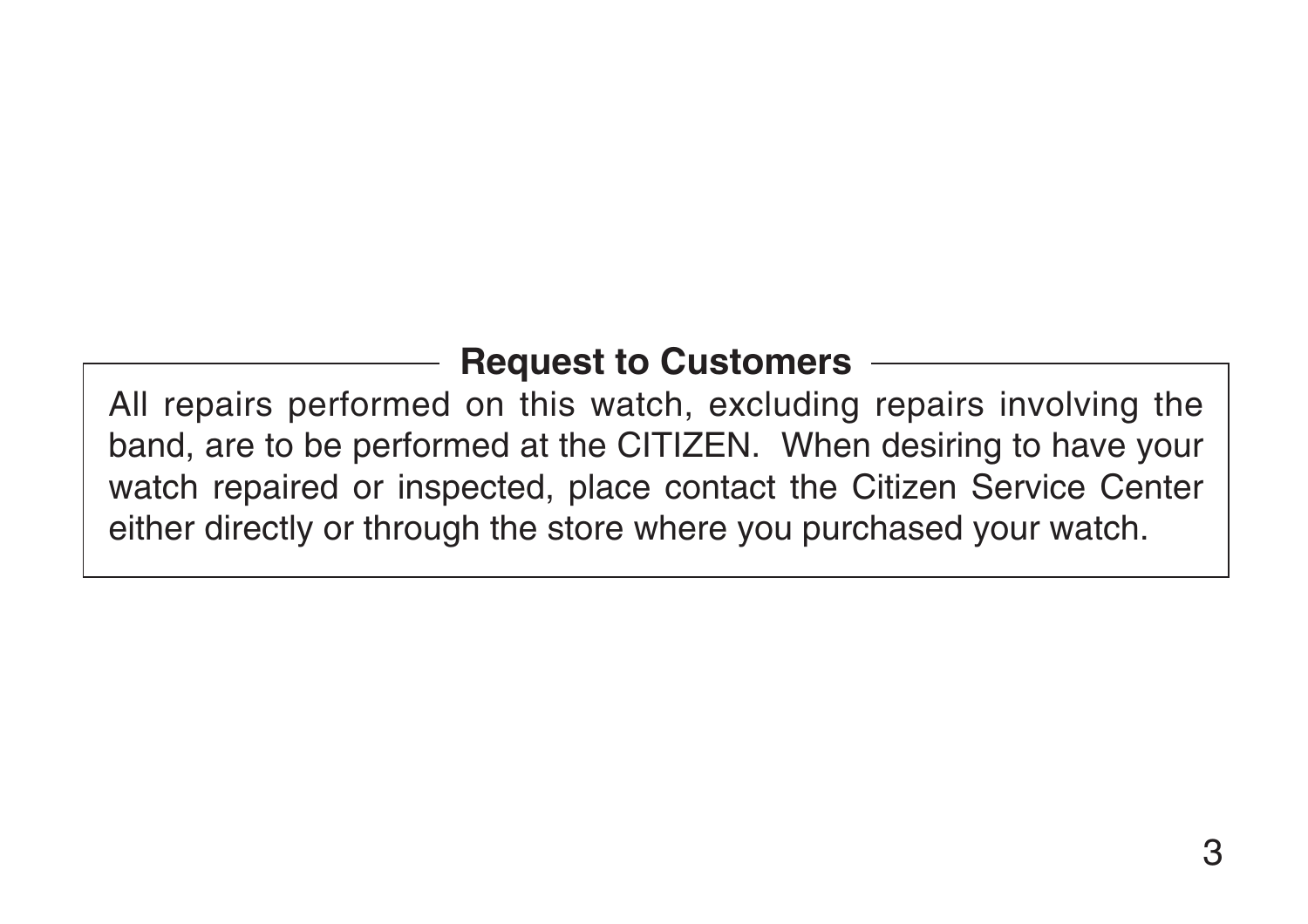## Request to Customers

All repairs performed on this watch, excluding repairs involving the band, are to be performed at the CITIZEN. When desiring to have your watch repaired or inspected, place contact the Citizen Service Center either directly or through the store where you purchased your watch.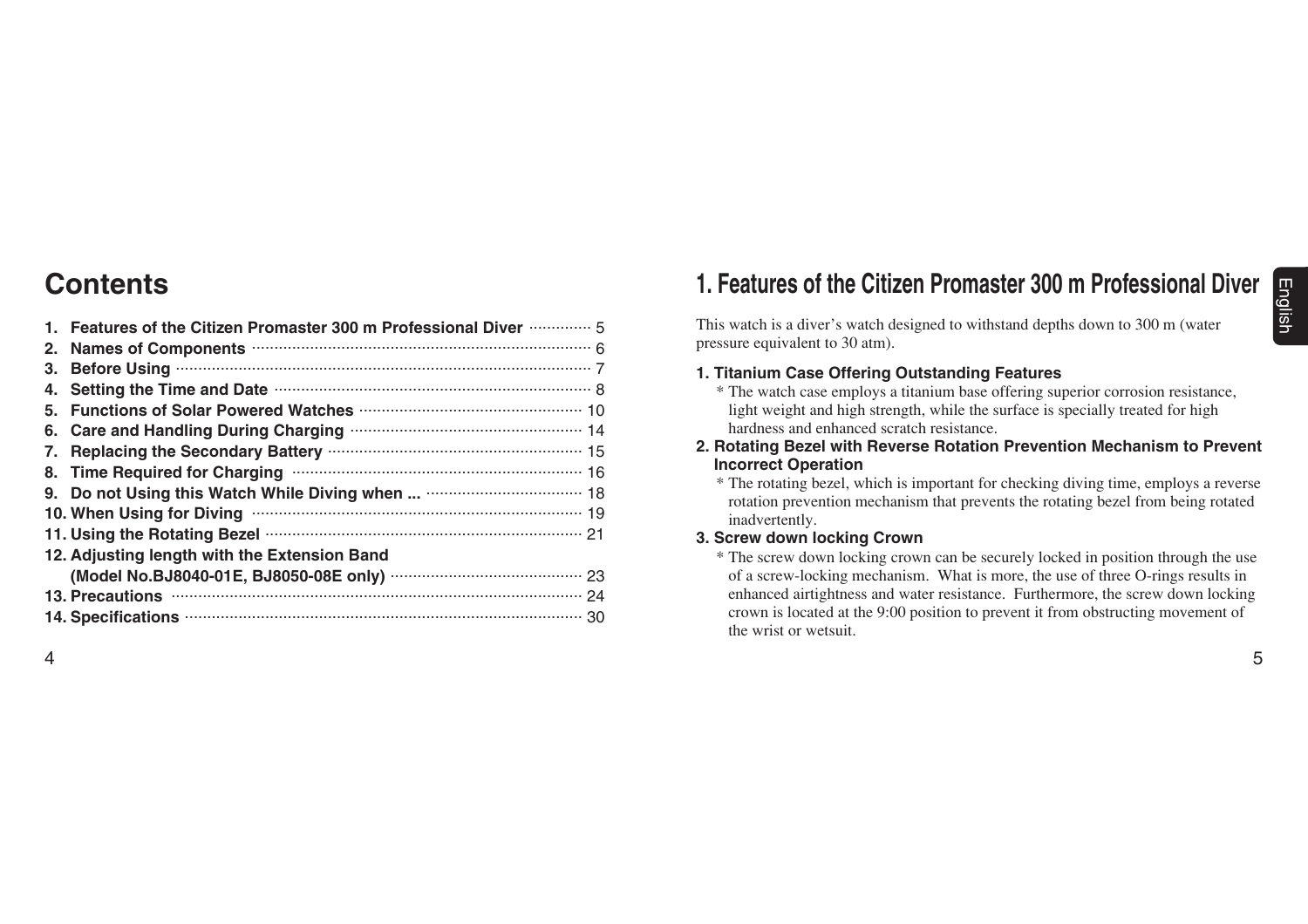# Contents

1. **Features of the Citizen Promaster 300 m Professional Diver** ............ 5
2. **Names of Components** ............ 6
3. **Before Using** ............ 7
4. **Setting the Time and Date** ............ 8
5. **Functions of Solar Powered Watches** ............ 10
6. **Care and Handling During Charging** ............ 14
7. **Replacing the Secondary Battery** ............ 15
8. **Time Required for Charging** ............ 16
9. **Do not Using this Watch While Diving when ...** ............ 18
10. **When Using for Diving** ............ 19
11. **Using the Rotating Bezel** ............ 21
12. **Adjusting length with the Extension Band (Model No.BJ8040-01E, BJ8050-08E only)** ............ 23
13. **Precautions** ............ 24
14. **Specifications** ............ 30

# 1. Features of the Citizen Promaster 300 m Professional Diver

This watch is a diver's watch designed to withstand depths down to 300 m (water pressure equivalent to 30 atm).

**1. Titanium Case Offering Outstanding Features**

\* The watch case employs a titanium base offering superior corrosion resistance, light weight and high strength, while the surface is specially treated for high hardness and enhanced scratch resistance.

**2. Rotating Bezel with Reverse Rotation Prevention Mechanism to Prevent Incorrect Operation**

\* The rotating bezel, which is important for checking diving time, employs a reverse rotation prevention mechanism that prevents the rotating bezel from being rotated inadvertently.

**3. Screw down locking Crown**

\* The screw down locking crown can be securely locked in position through the use of a screw-locking mechanism. What is more, the use of three O-rings results in enhanced airtightness and water resistance. Furthermore, the screw down locking crown is located at the 9:00 position to prevent it from obstructing movement of the wrist or wetsuit.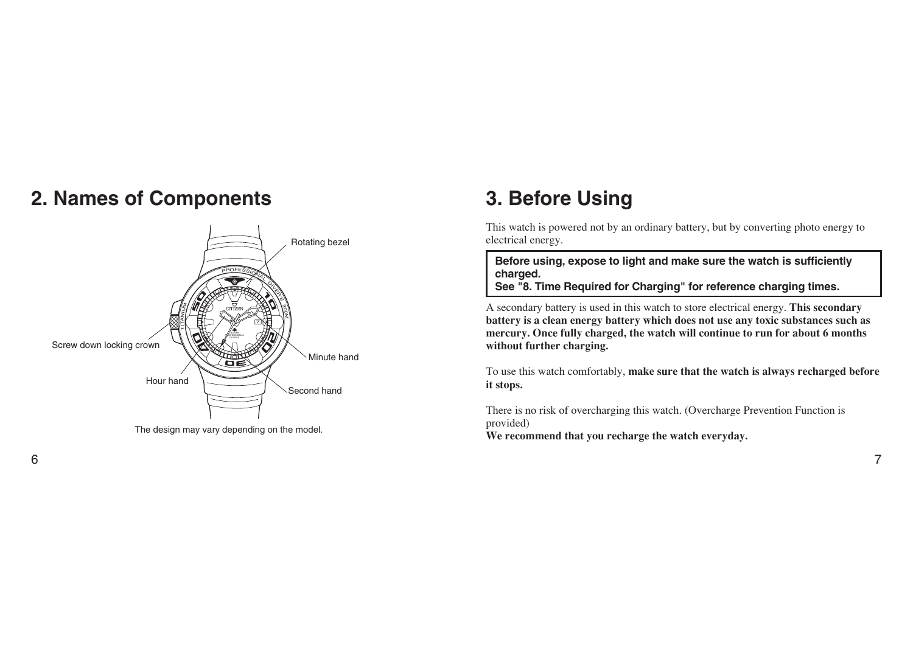## 2. Names of Components

Rotating bezel

Screw down locking crown

Minute hand

Hour hand

Second hand

The design may vary depending on the model.

## 3. Before Using

This watch is powered not by an ordinary battery, but by converting photo energy to electrical energy.

**Before using, expose to light and make sure the watch is sufficiently charged.**
**See "8. Time Required for Charging" for reference charging times.**

A secondary battery is used in this watch to store electrical energy. **This secondary battery is a clean energy battery which does not use any toxic substances such as mercury. Once fully charged, the watch will continue to run for about 6 months without further charging.**

To use this watch comfortably, **make sure that the watch is always recharged before it stops.**

There is no risk of overcharging this watch. (Overcharge Prevention Function is provided)
**We recommend that you recharge the watch everyday.**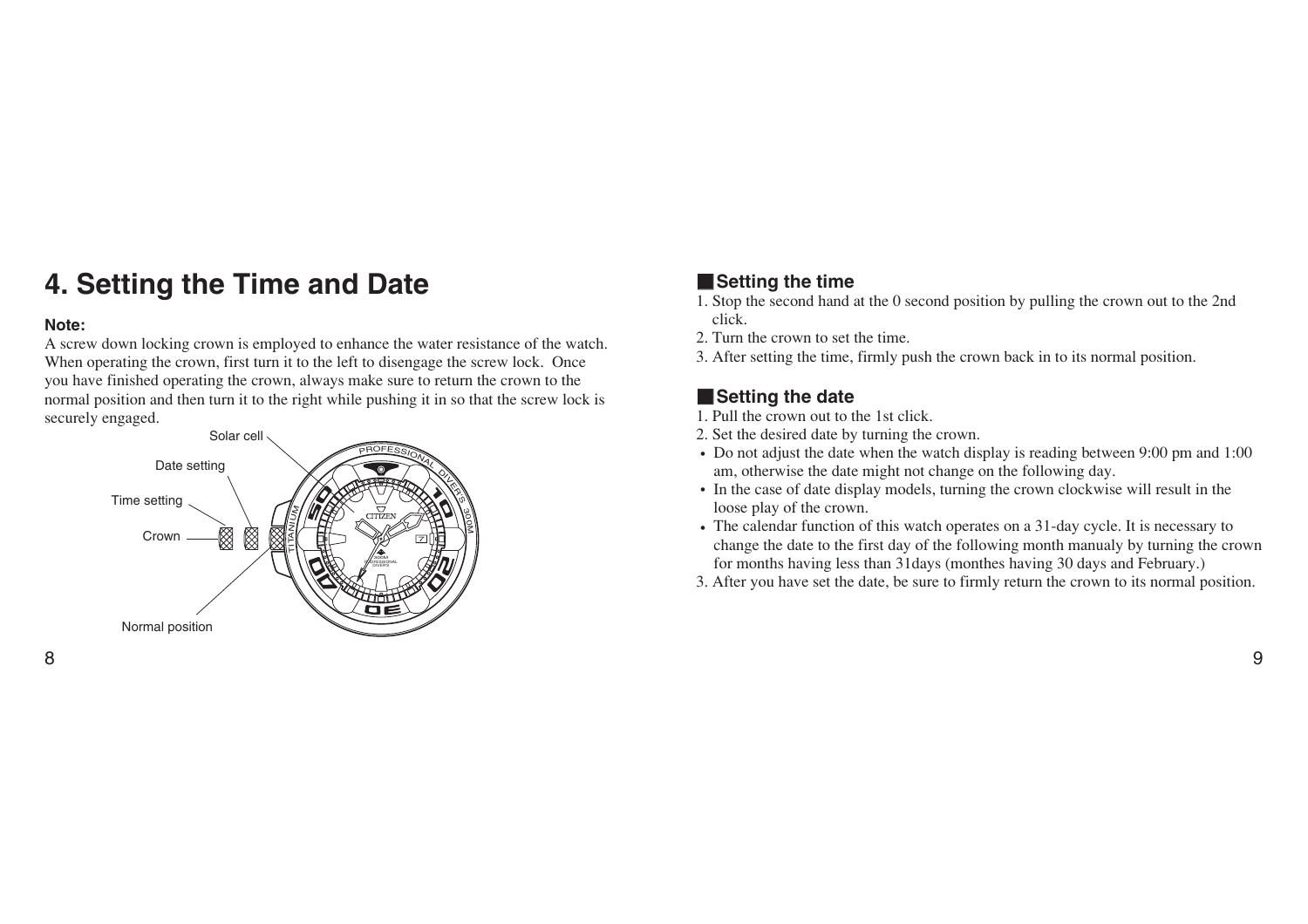# 4. Setting the Time and Date

**Note:**
A screw down locking crown is employed to enhance the water resistance of the watch. When operating the crown, first turn it to the left to disengage the screw lock. Once you have finished operating the crown, always make sure to return the crown to the normal position and then turn it to the right while pushing it in so that the screw lock is securely engaged.

Solar cell
Date setting
Time setting
Crown
Normal position

## Setting the time

1. Stop the second hand at the 0 second position by pulling the crown out to the 2nd click.
2. Turn the crown to set the time.
3. After setting the time, firmly push the crown back in to its normal position.

## Setting the date

1. Pull the crown out to the 1st click.
2. Set the desired date by turning the crown.
   - Do not adjust the date when the watch display is reading between 9:00 pm and 1:00 am, otherwise the date might not change on the following day.
   - In the case of date display models, turning the crown clockwise will result in the loose play of the crown.
   - The calendar function of this watch operates on a 31-day cycle. It is necessary to change the date to the first day of the following month manualy by turning the crown for months having less than 31days (monthes having 30 days and February.)
3. After you have set the date, be sure to firmly return the crown to its normal position.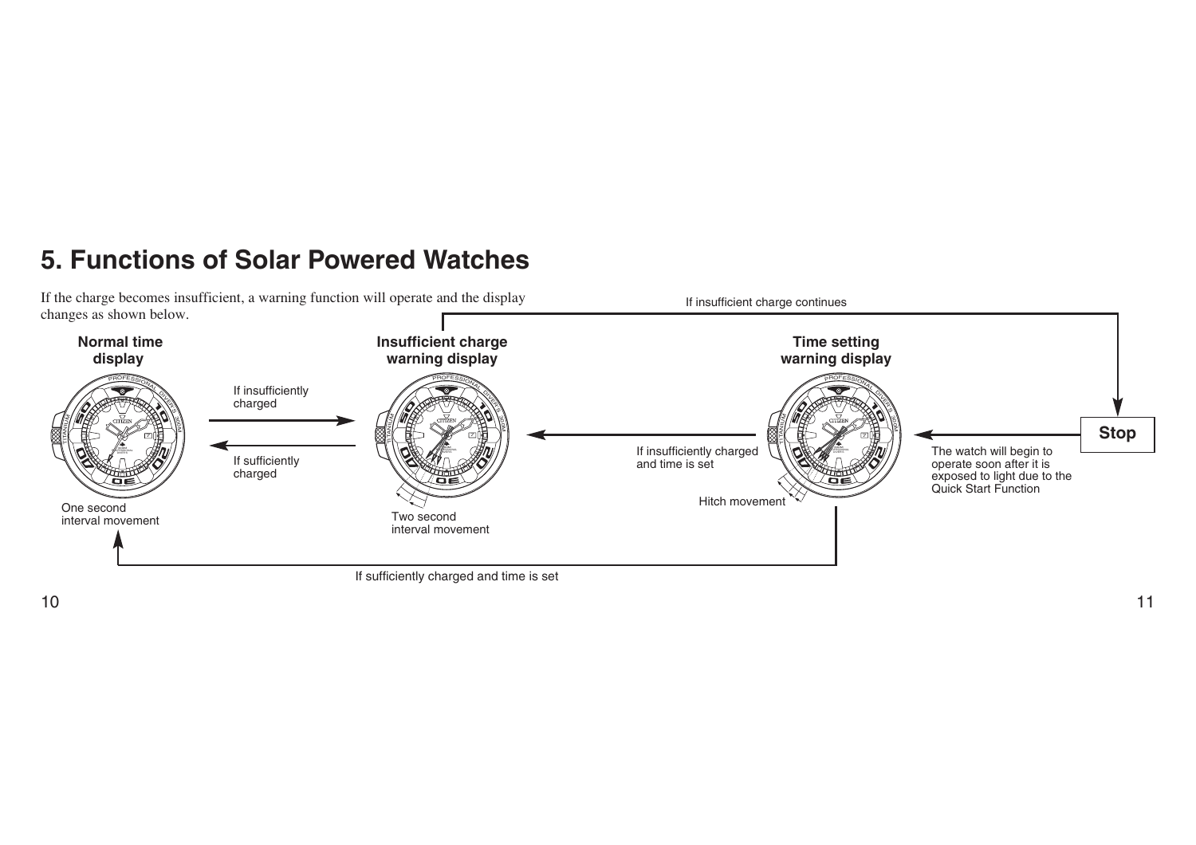# 5. Functions of Solar Powered Watches

If the charge becomes insufficient, a warning function will operate and the display changes as shown below.

**Normal time display**

One second interval movement

If insufficiently charged

If sufficiently charged

**Insufficient charge warning display**

Two second interval movement

If insufficient charge continues

If insufficiently charged and time is set

**Time setting warning display**

Hitch movement

**Stop**

The watch will begin to operate soon after it is exposed to light due to the Quick Start Function

If sufficiently charged and time is set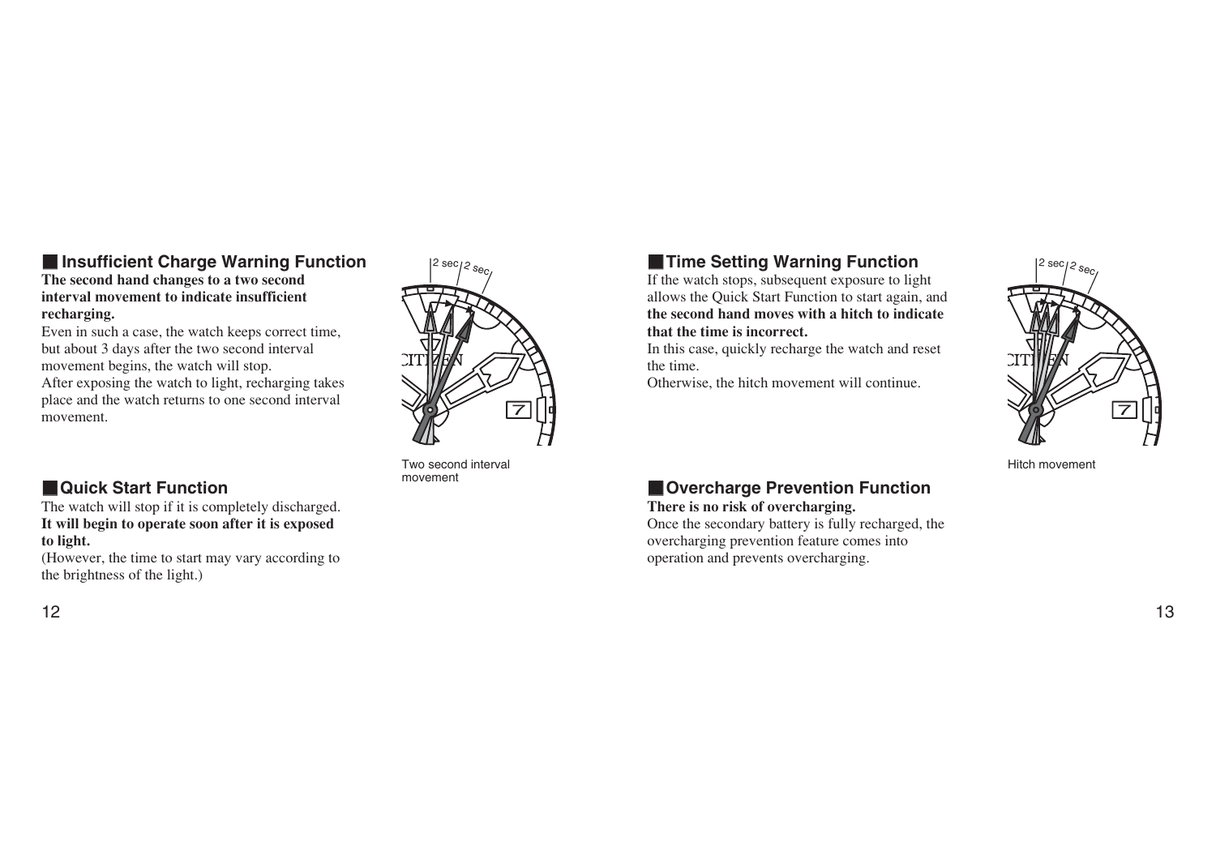## Insufficient Charge Warning Function

**The second hand changes to a two second interval movement to indicate insufficient recharging.**

Even in such a case, the watch keeps correct time, but about 3 days after the two second interval movement begins, the watch will stop.
After exposing the watch to light, recharging takes place and the watch returns to one second interval movement.

Two second interval movement

## Quick Start Function

The watch will stop if it is completely discharged.
**It will begin to operate soon after it is exposed to light.**
(However, the time to start may vary according to the brightness of the light.)

## Time Setting Warning Function

If the watch stops, subsequent exposure to light allows the Quick Start Function to start again, and **the second hand moves with a hitch to indicate that the time is incorrect.**
In this case, quickly recharge the watch and reset the time.
Otherwise, the hitch movement will continue.

Hitch movement

## Overcharge Prevention Function

**There is no risk of overcharging.**
Once the secondary battery is fully recharged, the overcharging prevention feature comes into operation and prevents overcharging.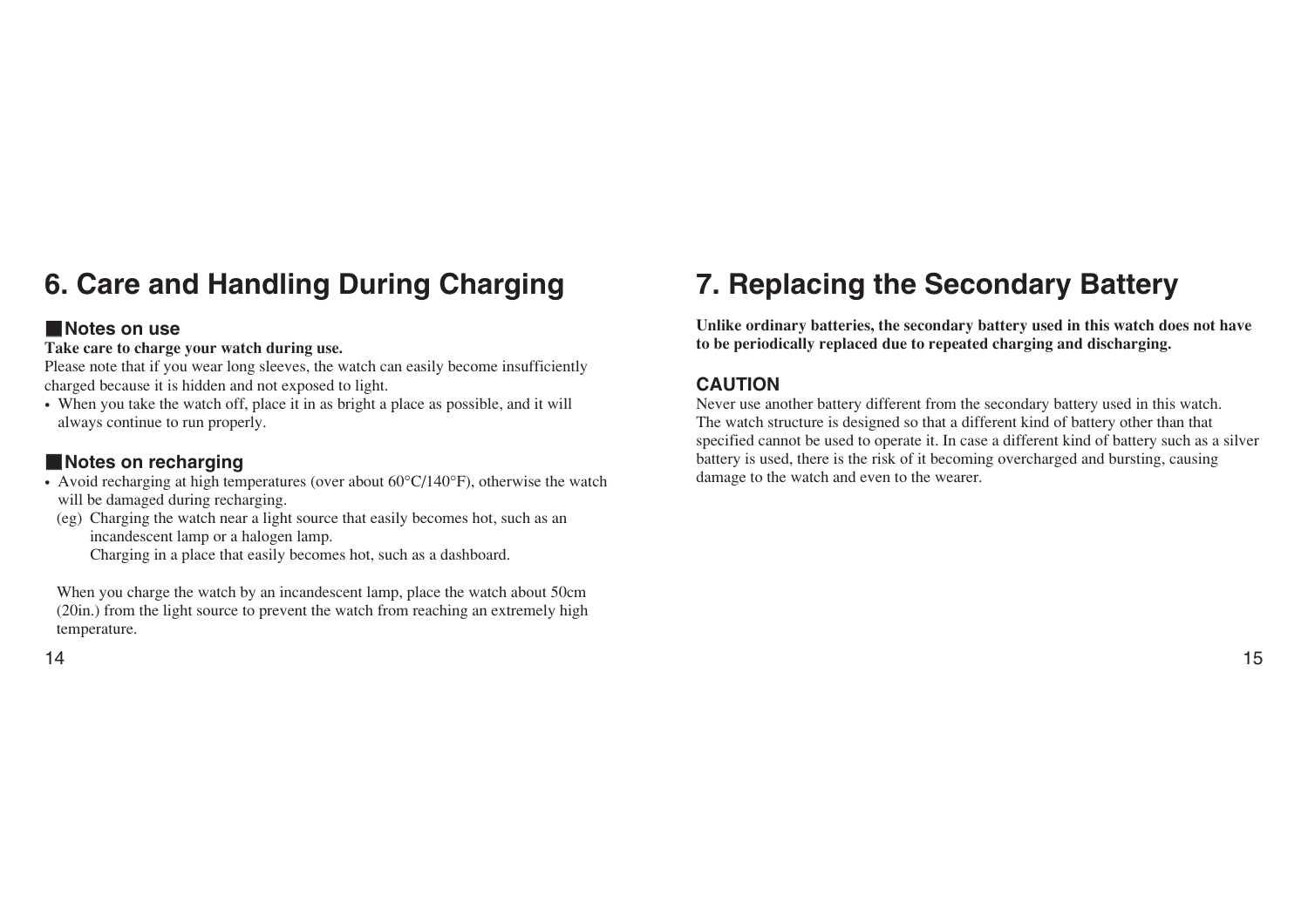# 6. Care and Handling During Charging

## ■Notes on use

**Take care to charge your watch during use.**

Please note that if you wear long sleeves, the watch can easily become insufficiently charged because it is hidden and not exposed to light.

- When you take the watch off, place it in as bright a place as possible, and it will always continue to run properly.

## ■Notes on recharging

- Avoid recharging at high temperatures (over about 60°C/140°F), otherwise the watch will be damaged during recharging.

  (eg) Charging the watch near a light source that easily becomes hot, such as an incandescent lamp or a halogen lamp.
  Charging in a place that easily becomes hot, such as a dashboard.

  When you charge the watch by an incandescent lamp, place the watch about 50cm (20in.) from the light source to prevent the watch from reaching an extremely high temperature.

# 7. Replacing the Secondary Battery

**Unlike ordinary batteries, the secondary battery used in this watch does not have to be periodically replaced due to repeated charging and discharging.**

### CAUTION

Never use another battery different from the secondary battery used in this watch.
The watch structure is designed so that a different kind of battery other than that specified cannot be used to operate it. In case a different kind of battery such as a silver battery is used, there is the risk of it becoming overcharged and bursting, causing damage to the watch and even to the wearer.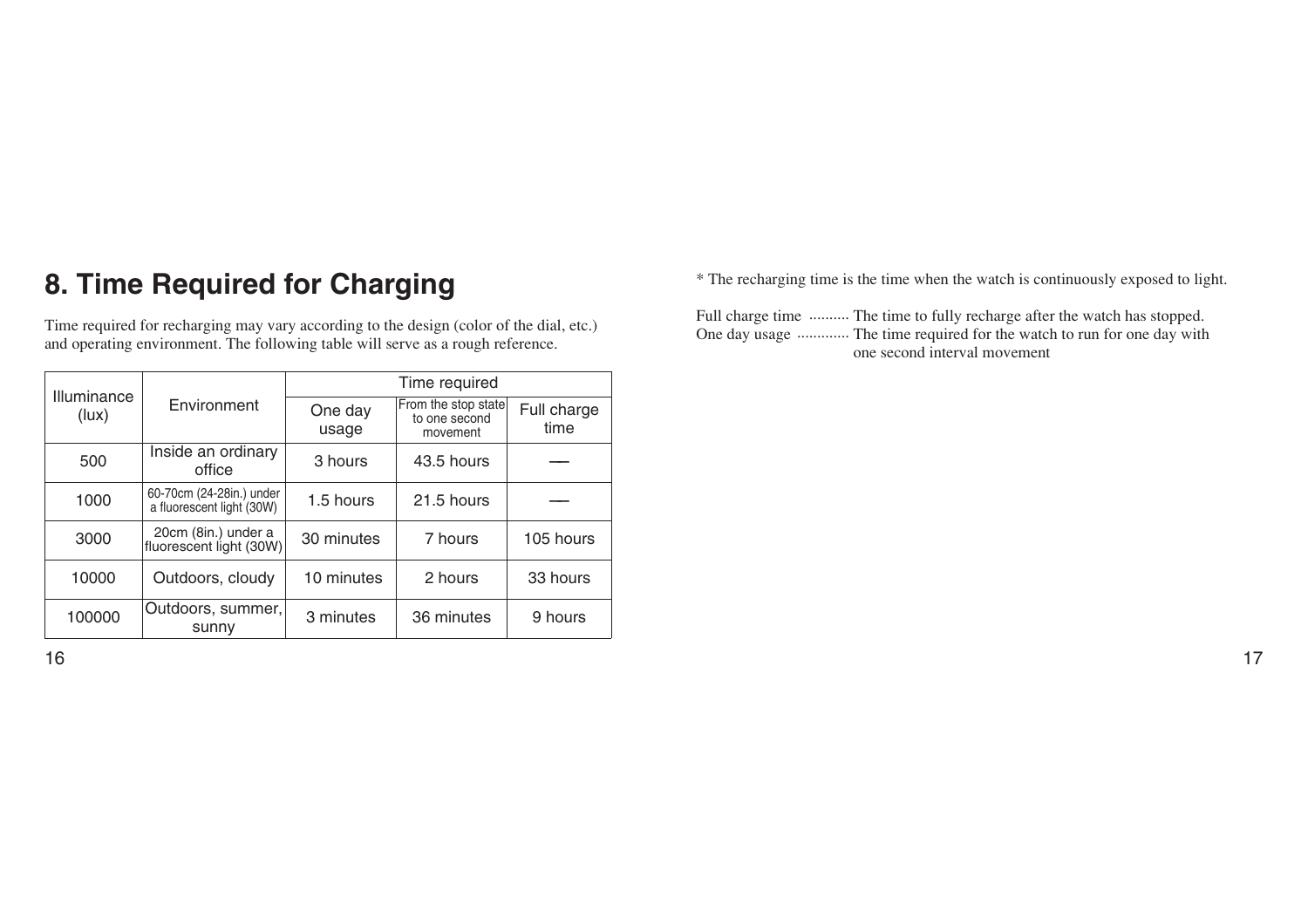# 8. Time Required for Charging

Time required for recharging may vary according to the design (color of the dial, etc.) and operating environment. The following table will serve as a rough reference.

| Illuminance (lux) | Environment | Time required | | |
|---|---|---|---|---|
| | | One day usage | From the stop state to one second movement | Full charge time |
| 500 | Inside an ordinary office | 3 hours | 43.5 hours | — |
| 1000 | 60-70cm (24-28in.) under a fluorescent light (30W) | 1.5 hours | 21.5 hours | — |
| 3000 | 20cm (8in.) under a fluorescent light (30W) | 30 minutes | 7 hours | 105 hours |
| 10000 | Outdoors, cloudy | 10 minutes | 2 hours | 33 hours |
| 100000 | Outdoors, summer, sunny | 3 minutes | 36 minutes | 9 hours |

* The recharging time is the time when the watch is continuously exposed to light.

Full charge time .......... The time to fully recharge after the watch has stopped.
One day usage ............ The time required for the watch to run for one day with one second interval movement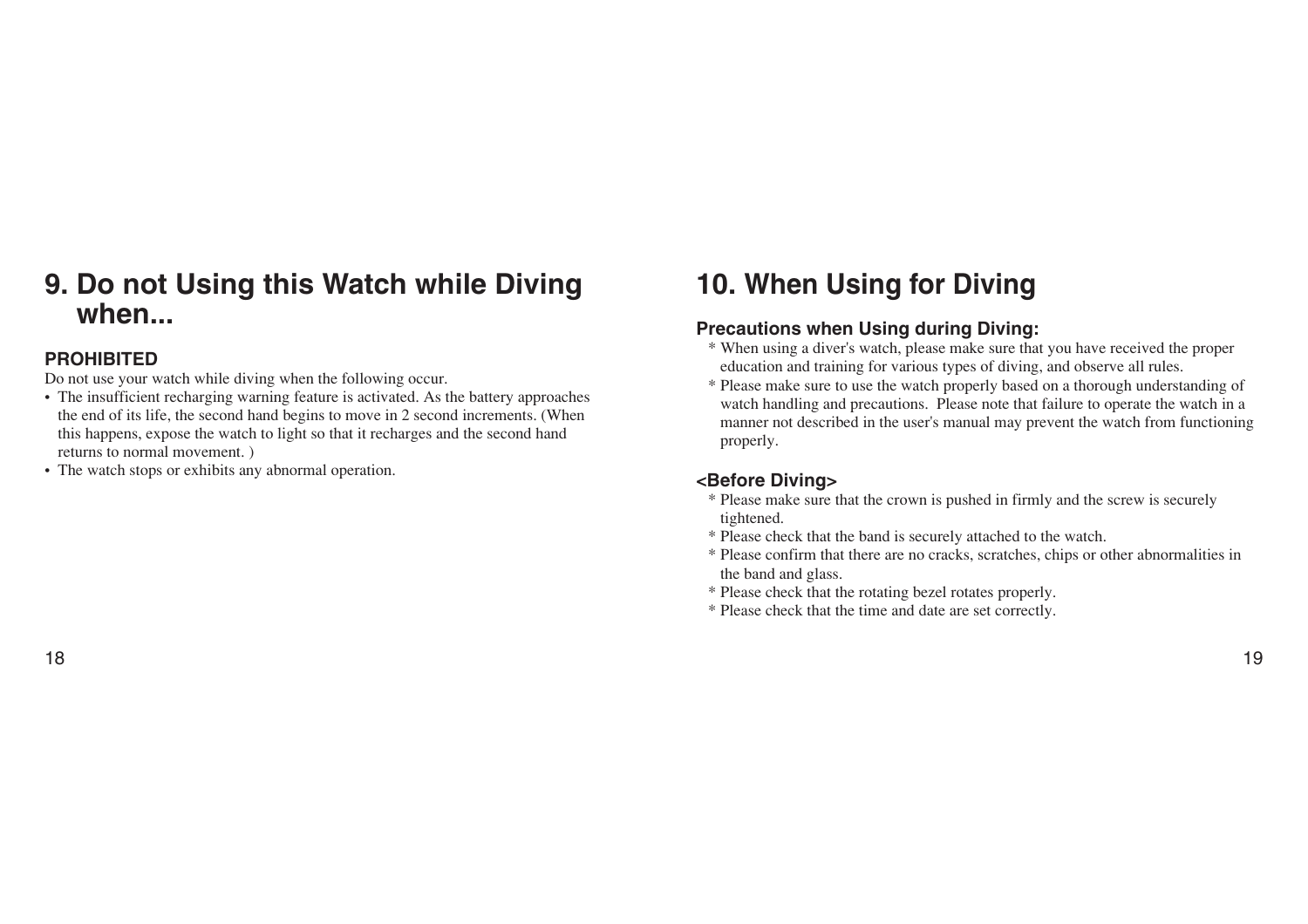# 9. Do not Using this Watch while Diving when...

**PROHIBITED**

Do not use your watch while diving when the following occur.

- The insufficient recharging warning feature is activated. As the battery approaches the end of its life, the second hand begins to move in 2 second increments. (When this happens, expose the watch to light so that it recharges and the second hand returns to normal movement. )
- The watch stops or exhibits any abnormal operation.

# 10. When Using for Diving

### Precautions when Using during Diving:

* When using a diver's watch, please make sure that you have received the proper education and training for various types of diving, and observe all rules.
* Please make sure to use the watch properly based on a thorough understanding of watch handling and precautions. Please note that failure to operate the watch in a manner not described in the user's manual may prevent the watch from functioning properly.

### <Before Diving>

* Please make sure that the crown is pushed in firmly and the screw is securely tightened.
* Please check that the band is securely attached to the watch.
* Please confirm that there are no cracks, scratches, chips or other abnormalities in the band and glass.
* Please check that the rotating bezel rotates properly.
* Please check that the time and date are set correctly.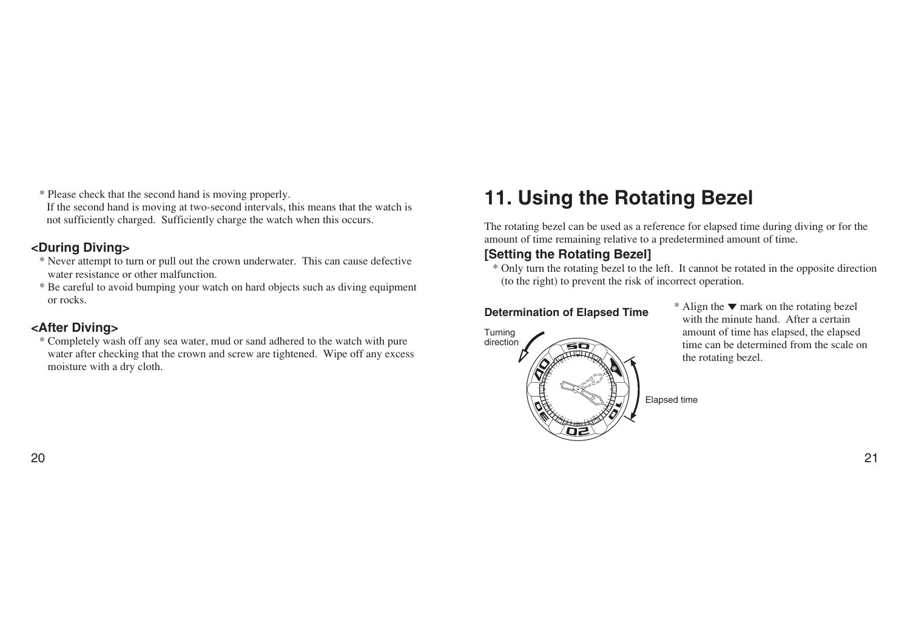* Please check that the second hand is moving properly.
  If the second hand is moving at two-second intervals, this means that the watch is not sufficiently charged.  Sufficiently charge the watch when this occurs.

### <During Diving>

* Never attempt to turn or pull out the crown underwater.  This can cause defective water resistance or other malfunction.
* Be careful to avoid bumping your watch on hard objects such as diving equipment or rocks.

### <After Diving>

* Completely wash off any sea water, mud or sand adhered to the watch with pure water after checking that the crown and screw are tightened.  Wipe off any excess moisture with a dry cloth.

# 11. Using the Rotating Bezel

The rotating bezel can be used as a reference for elapsed time during diving or for the amount of time remaining relative to a predetermined amount of time.

### [Setting the Rotating Bezel]

* Only turn the rotating bezel to the left.  It cannot be rotated in the opposite direction (to the right) to prevent the risk of incorrect operation.

**Determination of Elapsed Time**

Turning direction

Elapsed time

* Align the ▼ mark on the rotating bezel with the minute hand.  After a certain amount of time has elapsed, the elapsed time can be determined from the scale on the rotating bezel.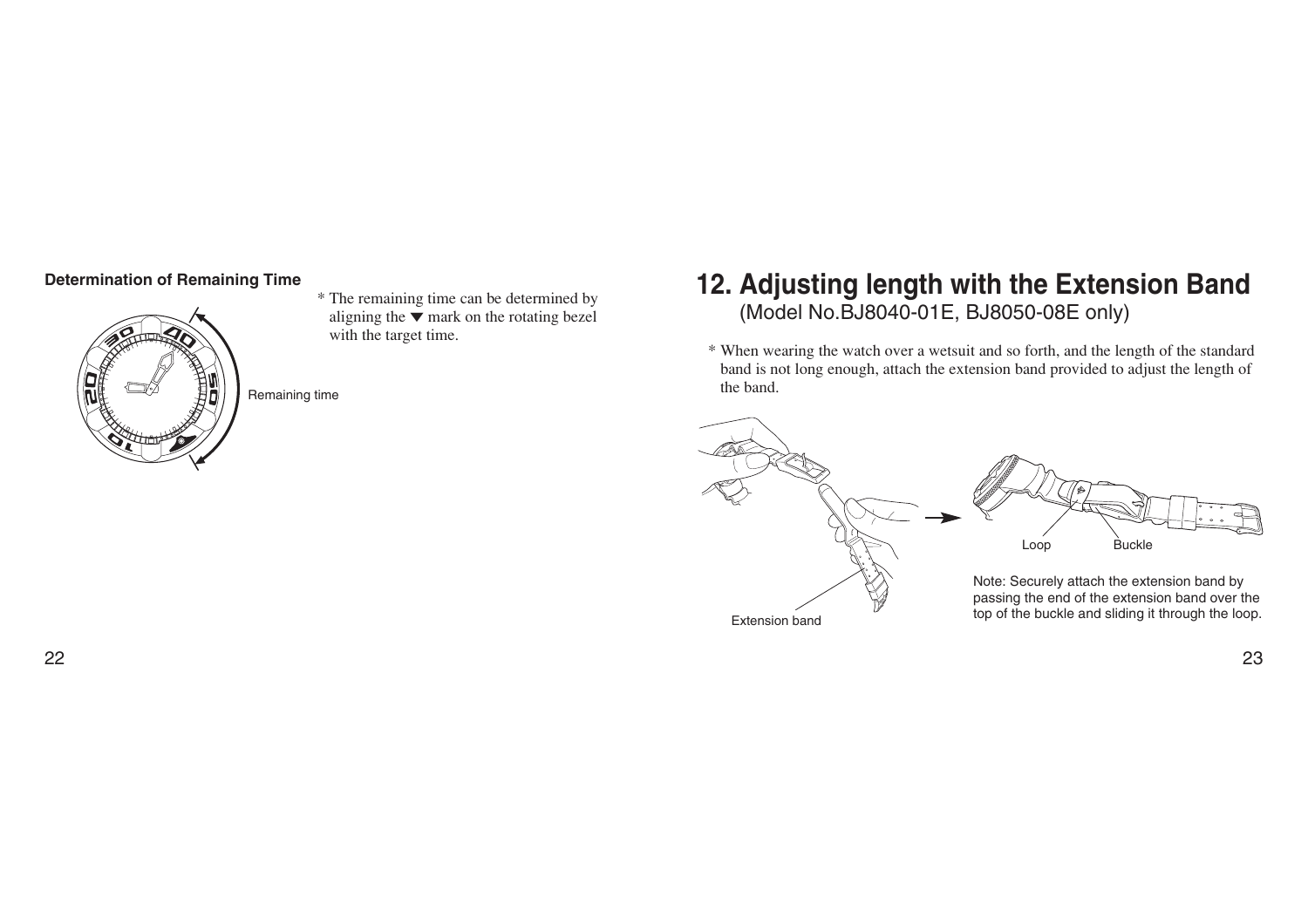**Determination of Remaining Time**

Remaining time

* The remaining time can be determined by aligning the ▼ mark on the rotating bezel with the target time.

## 12. Adjusting length with the Extension Band

(Model No.BJ8040-01E, BJ8050-08E only)

* When wearing the watch over a wetsuit and so forth, and the length of the standard band is not long enough, attach the extension band provided to adjust the length of the band.

Extension band

Loop

Buckle

Note: Securely attach the extension band by passing the end of the extension band over the top of the buckle and sliding it through the loop.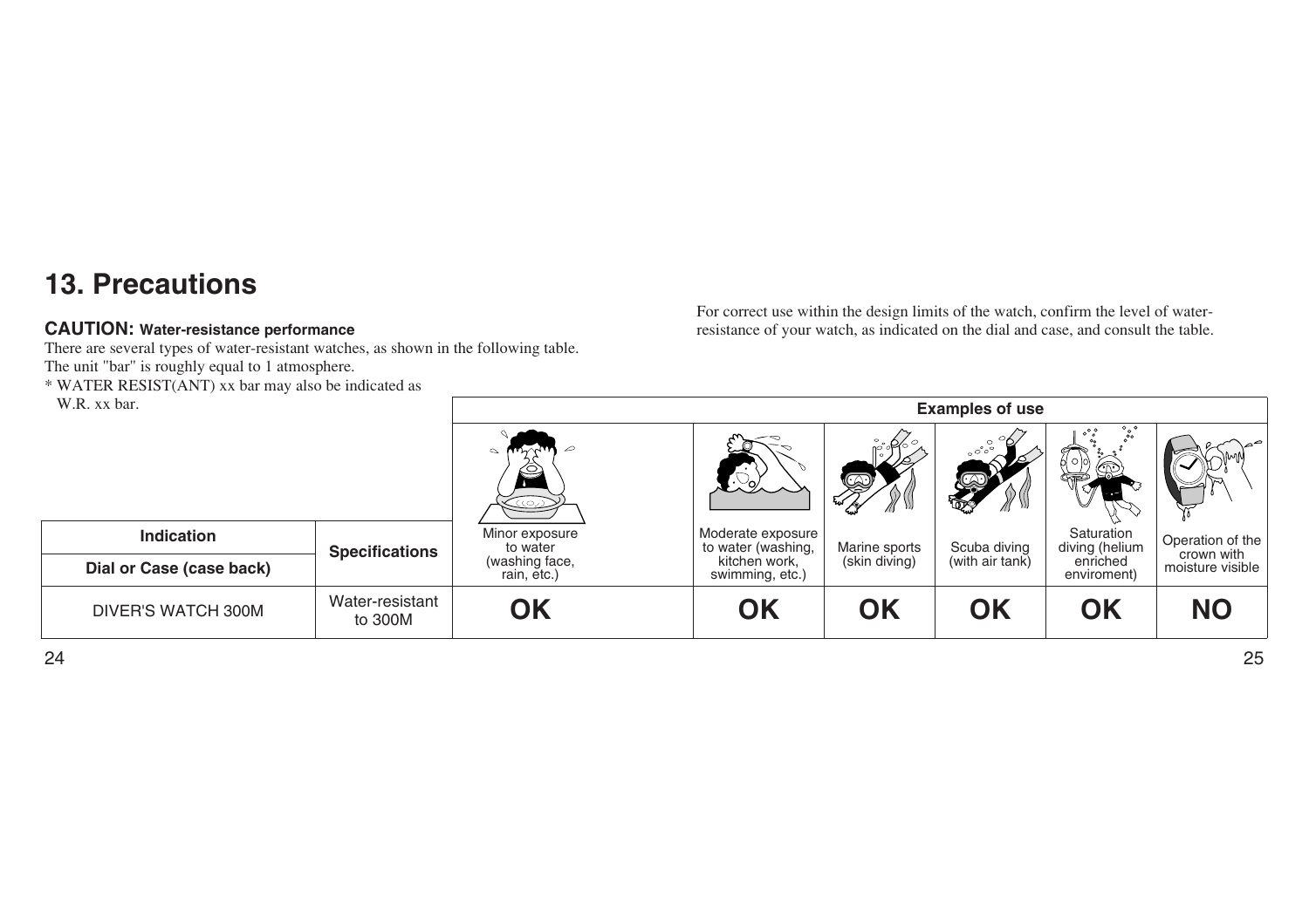# 13. Precautions

**CAUTION: Water-resistance performance**

There are several types of water-resistant watches, as shown in the following table.
The unit "bar" is roughly equal to 1 atmosphere.
* WATER RESIST(ANT) xx bar may also be indicated as W.R. xx bar.

For correct use within the design limits of the watch, confirm the level of water-resistance of your watch, as indicated on the dial and case, and consult the table.

| Indication<br>Dial or Case (case back) | Specifications | Examples of use | | | | | |
|---|---|---|---|---|---|---|---|
| | | Minor exposure to water (washing face, rain, etc.) | Moderate exposure to water (washing, kitchen work, swimming, etc.) | Marine sports (skin diving) | Scuba diving (with air tank) | Saturation diving (helium enriched enviroment) | Operation of the crown with moisture visible |
| DIVER'S WATCH 300M | Water-resistant to 300M | OK | OK | OK | OK | OK | NO |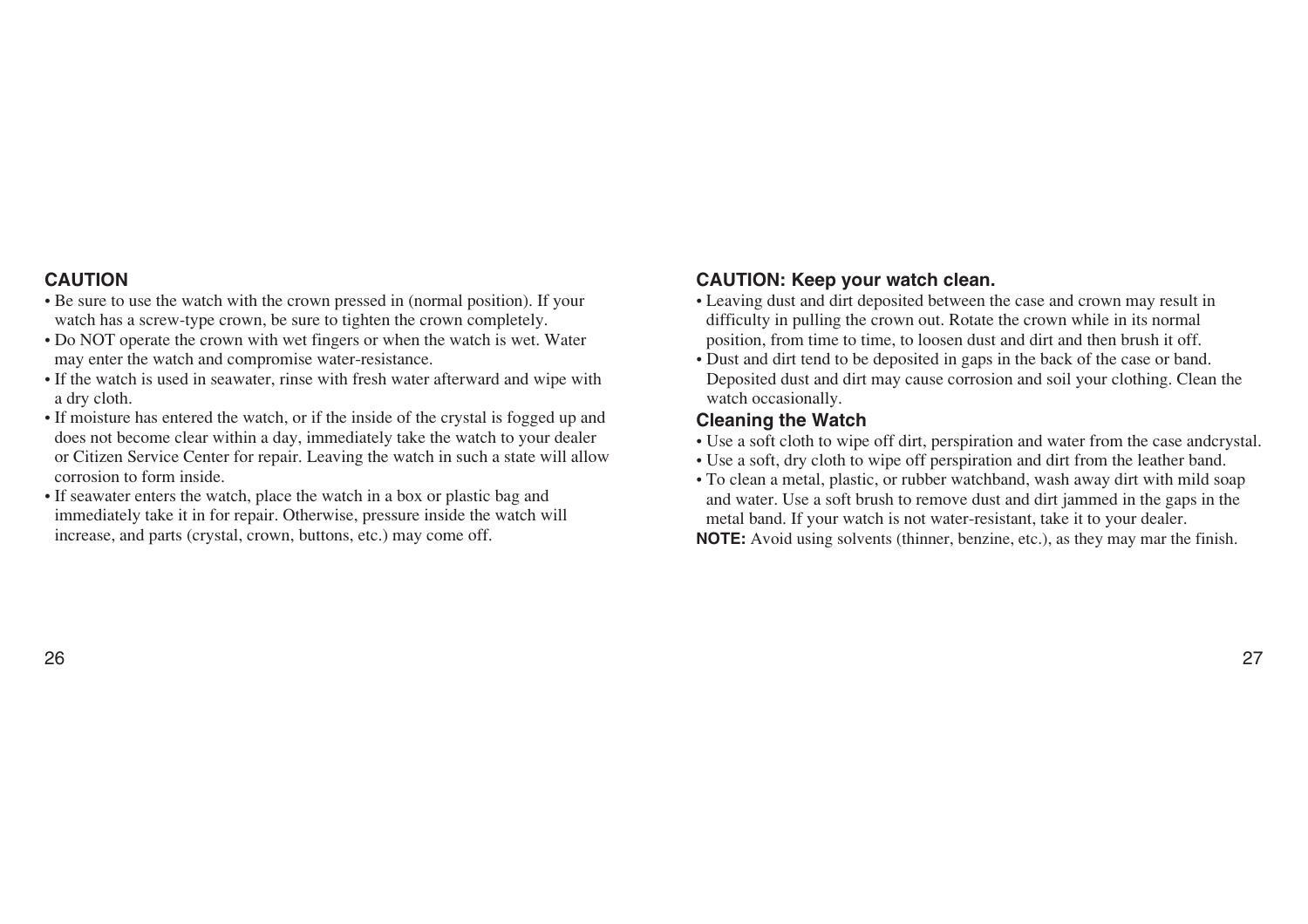## CAUTION

- Be sure to use the watch with the crown pressed in (normal position). If your watch has a screw-type crown, be sure to tighten the crown completely.
- Do NOT operate the crown with wet fingers or when the watch is wet. Water may enter the watch and compromise water-resistance.
- If the watch is used in seawater, rinse with fresh water afterward and wipe with a dry cloth.
- If moisture has entered the watch, or if the inside of the crystal is fogged up and does not become clear within a day, immediately take the watch to your dealer or Citizen Service Center for repair. Leaving the watch in such a state will allow corrosion to form inside.
- If seawater enters the watch, place the watch in a box or plastic bag and immediately take it in for repair. Otherwise, pressure inside the watch will increase, and parts (crystal, crown, buttons, etc.) may come off.

## CAUTION: Keep your watch clean.

- Leaving dust and dirt deposited between the case and crown may result in difficulty in pulling the crown out. Rotate the crown while in its normal position, from time to time, to loosen dust and dirt and then brush it off.
- Dust and dirt tend to be deposited in gaps in the back of the case or band. Deposited dust and dirt may cause corrosion and soil your clothing. Clean the watch occasionally.

### Cleaning the Watch

- Use a soft cloth to wipe off dirt, perspiration and water from the case andcrystal.
- Use a soft, dry cloth to wipe off perspiration and dirt from the leather band.
- To clean a metal, plastic, or rubber watchband, wash away dirt with mild soap and water. Use a soft brush to remove dust and dirt jammed in the gaps in the metal band. If your watch is not water-resistant, take it to your dealer.

**NOTE:** Avoid using solvents (thinner, benzine, etc.), as they may mar the finish.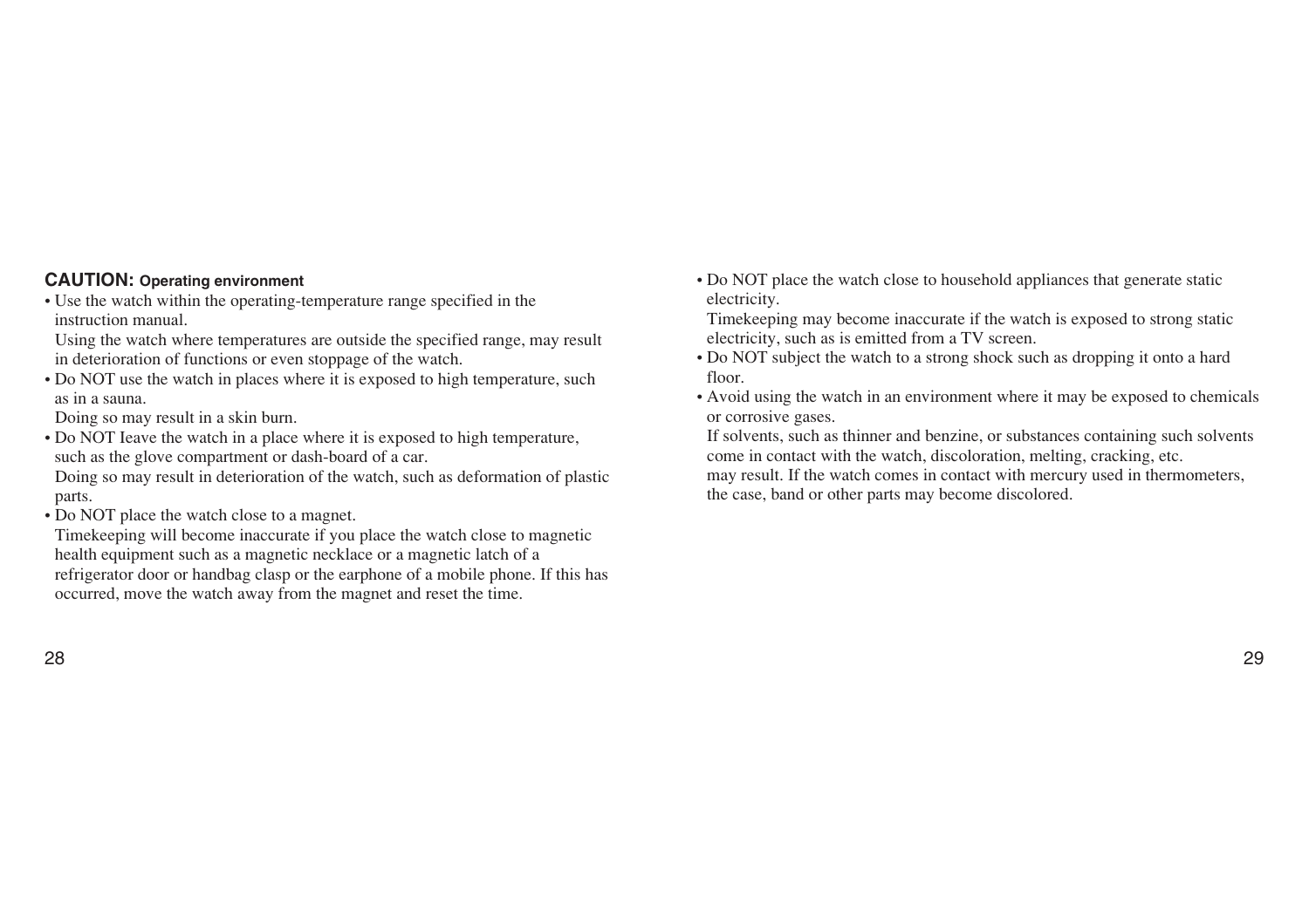**CAUTION:** **Operating environment**

- Use the watch within the operating-temperature range specified in the instruction manual.
  Using the watch where temperatures are outside the specified range, may result in deterioration of functions or even stoppage of the watch.
- Do NOT use the watch in places where it is exposed to high temperature, such as in a sauna.
  Doing so may result in a skin burn.
- Do NOT Ieave the watch in a place where it is exposed to high temperature, such as the glove compartment or dash-board of a car.
  Doing so may result in deterioration of the watch, such as deformation of plastic parts.
- Do NOT place the watch close to a magnet.
  Timekeeping will become inaccurate if you place the watch close to magnetic health equipment such as a magnetic necklace or a magnetic latch of a refrigerator door or handbag clasp or the earphone of a mobile phone. If this has occurred, move the watch away from the magnet and reset the time.
- Do NOT place the watch close to household appliances that generate static electricity.
  Timekeeping may become inaccurate if the watch is exposed to strong static electricity, such as is emitted from a TV screen.
- Do NOT subject the watch to a strong shock such as dropping it onto a hard floor.
- Avoid using the watch in an environment where it may be exposed to chemicals or corrosive gases.
  If solvents, such as thinner and benzine, or substances containing such solvents come in contact with the watch, discoloration, melting, cracking, etc. may result. If the watch comes in contact with mercury used in thermometers, the case, band or other parts may become discolored.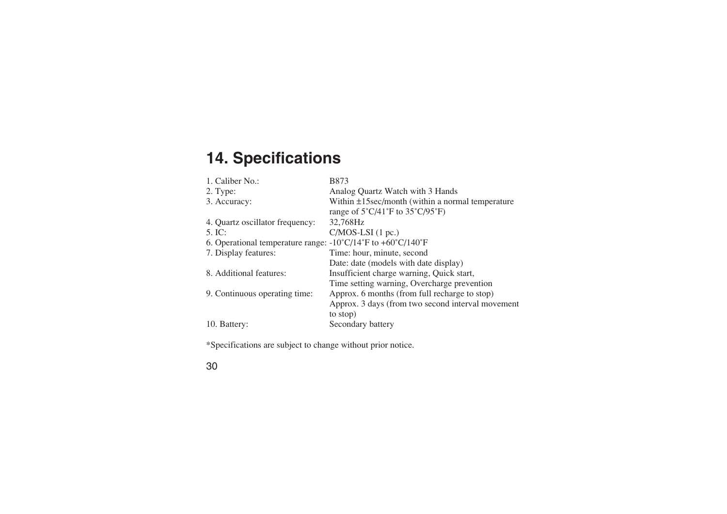# 14. Specifications

| | |
|---|---|
| 1. Caliber No.: | B873 |
| 2. Type: | Analog Quartz Watch with 3 Hands |
| 3. Accuracy: | Within ±15sec/month (within a normal temperature range of 5˚C/41˚F to 35˚C/95˚F) |
| 4. Quartz oscillator frequency: | 32,768Hz |
| 5. IC: | C/MOS-LSI (1 pc.) |
| 6. Operational temperature range: | -10˚C/14˚F to +60˚C/140˚F |
| 7. Display features: | Time: hour, minute, second<br>Date: date (models with date display) |
| 8. Additional features: | Insufficient charge warning, Quick start, Time setting warning, Overcharge prevention |
| 9. Continuous operating time: | Approx. 6 months (from full recharge to stop)<br>Approx. 3 days (from two second interval movement to stop) |
| 10. Battery: | Secondary battery |

*Specifications are subject to change without prior notice.